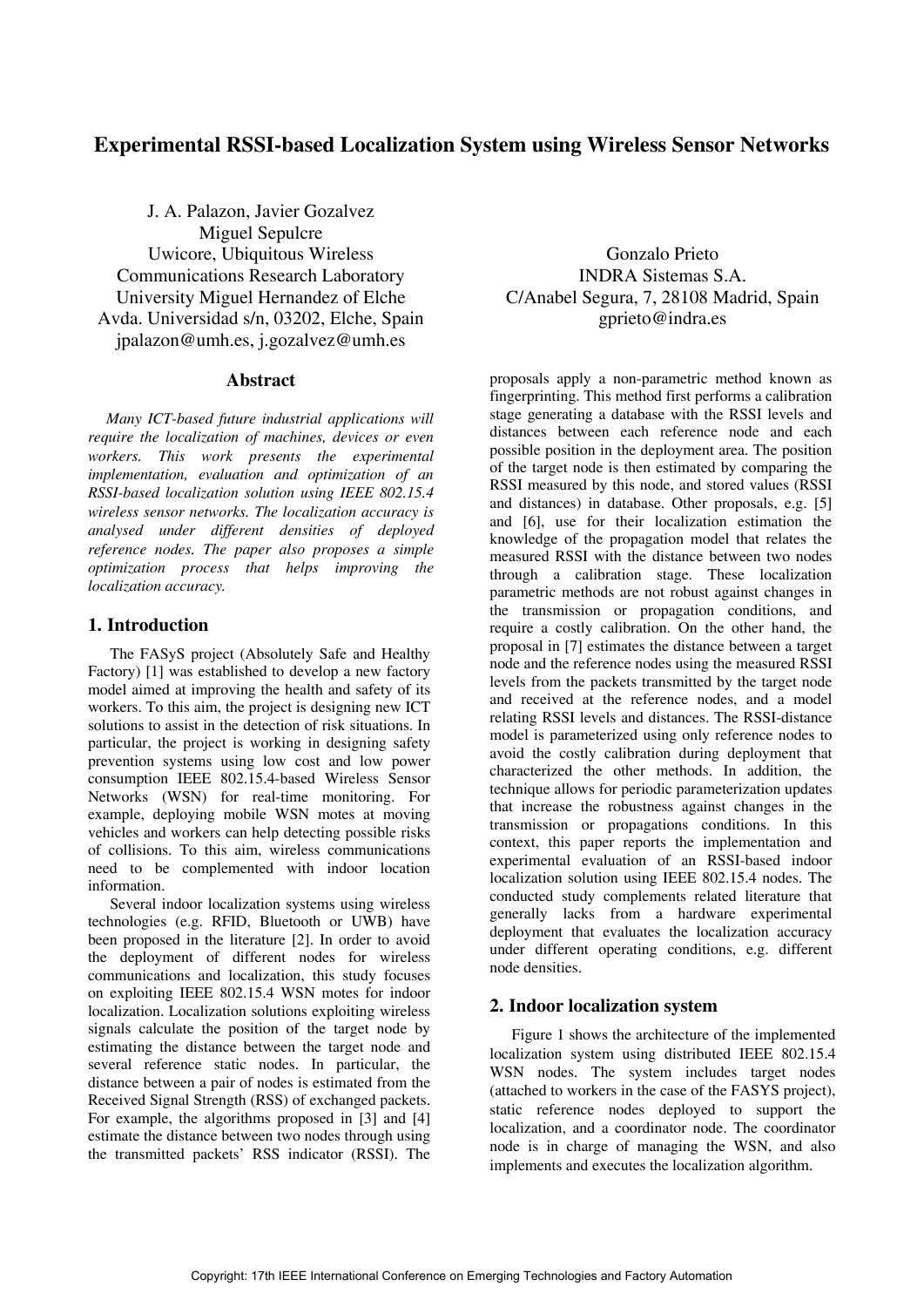# Experimental RSSI-based Localization System using Wireless Sensor Networks

J. A. Palazon, Javier Gozalvez
Miguel Sepulcre
Uwicore, Ubiquitous Wireless Communications Research Laboratory
University Miguel Hernandez of Elche
Avda. Universidad s/n, 03202, Elche, Spain
jpalazon@umh.es, j.gozalvez@umh.es

Gonzalo Prieto
INDRA Sistemas S.A.
C/Anabel Segura, 7, 28108 Madrid, Spain
gprieto@indra.es

## Abstract

*Many ICT-based future industrial applications will require the localization of machines, devices or even workers. This work presents the experimental implementation, evaluation and optimization of an RSSI-based localization solution using IEEE 802.15.4 wireless sensor networks. The localization accuracy is analysed under different densities of deployed reference nodes. The paper also proposes a simple optimization process that helps improving the localization accuracy.*

## 1. Introduction

The FASyS project (Absolutely Safe and Healthy Factory) [1] was established to develop a new factory model aimed at improving the health and safety of its workers. To this aim, the project is designing new ICT solutions to assist in the detection of risk situations. In particular, the project is working in designing safety prevention systems using low cost and low power consumption IEEE 802.15.4-based Wireless Sensor Networks (WSN) for real-time monitoring. For example, deploying mobile WSN motes at moving vehicles and workers can help detecting possible risks of collisions. To this aim, wireless communications need to be complemented with indoor location information.

Several indoor localization systems using wireless technologies (e.g. RFID, Bluetooth or UWB) have been proposed in the literature [2]. In order to avoid the deployment of different nodes for wireless communications and localization, this study focuses on exploiting IEEE 802.15.4 WSN motes for indoor localization. Localization solutions exploiting wireless signals calculate the position of the target node by estimating the distance between the target node and several reference static nodes. In particular, the distance between a pair of nodes is estimated from the Received Signal Strength (RSS) of exchanged packets. For example, the algorithms proposed in [3] and [4] estimate the distance between two nodes through using the transmitted packets' RSS indicator (RSSI). The proposals apply a non-parametric method known as fingerprinting. This method first performs a calibration stage generating a database with the RSSI levels and distances between each reference node and each possible position in the deployment area. The position of the target node is then estimated by comparing the RSSI measured by this node, and stored values (RSSI and distances) in database. Other proposals, e.g. [5] and [6], use for their localization estimation the knowledge of the propagation model that relates the measured RSSI with the distance between two nodes through a calibration stage. These localization parametric methods are not robust against changes in the transmission or propagation conditions, and require a costly calibration. On the other hand, the proposal in [7] estimates the distance between a target node and the reference nodes using the measured RSSI levels from the packets transmitted by the target node and received at the reference nodes, and a model relating RSSI levels and distances. The RSSI-distance model is parameterized using only reference nodes to avoid the costly calibration during deployment that characterized the other methods. In addition, the technique allows for periodic parameterization updates that increase the robustness against changes in the transmission or propagations conditions. In this context, this paper reports the implementation and experimental evaluation of an RSSI-based indoor localization solution using IEEE 802.15.4 nodes. The conducted study complements related literature that generally lacks from a hardware experimental deployment that evaluates the localization accuracy under different operating conditions, e.g. different node densities.

## 2. Indoor localization system

Figure 1 shows the architecture of the implemented localization system using distributed IEEE 802.15.4 WSN nodes. The system includes target nodes (attached to workers in the case of the FASYS project), static reference nodes deployed to support the localization, and a coordinator node. The coordinator node is in charge of managing the WSN, and also implements and executes the localization algorithm.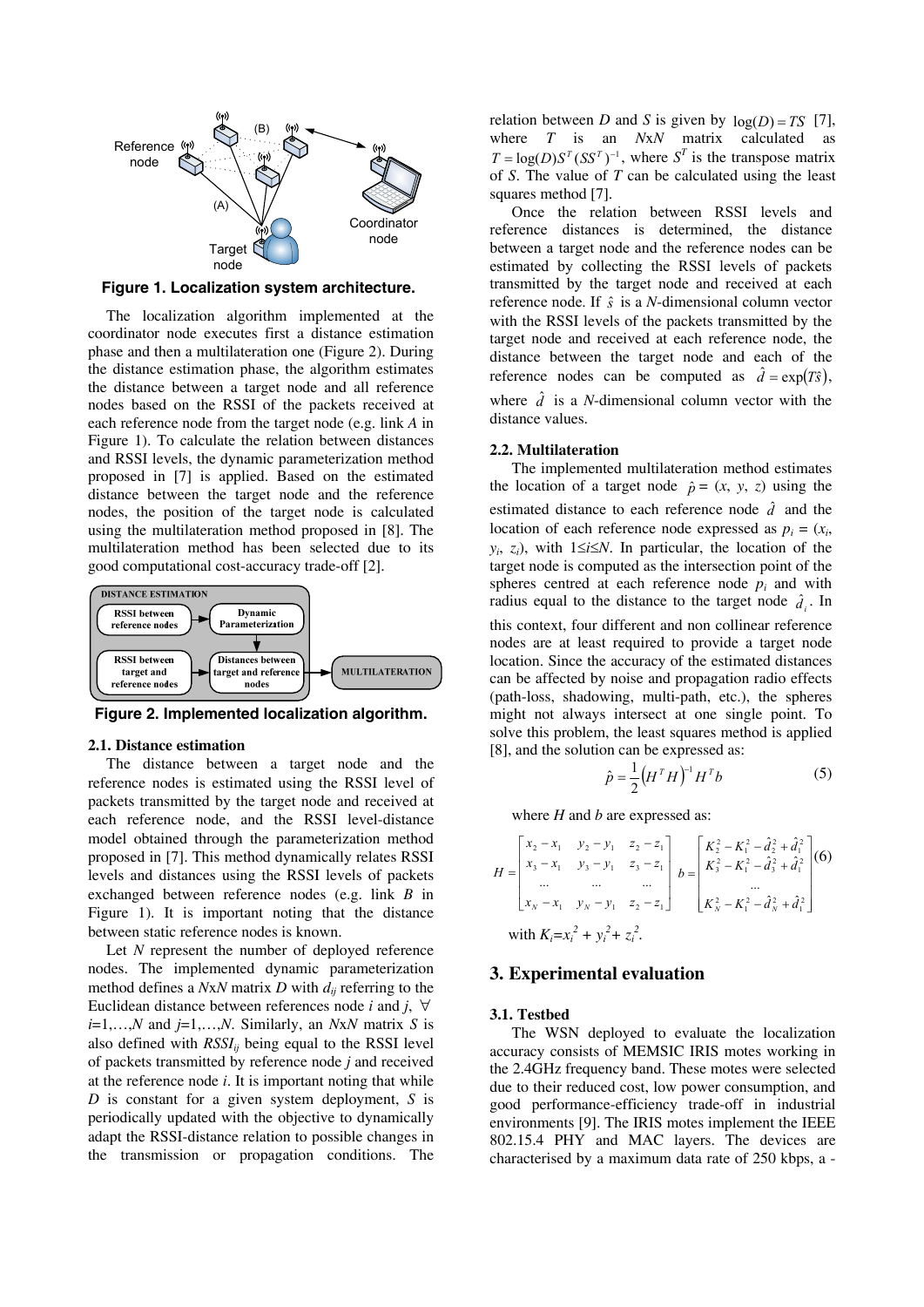Figure 1. Localization system architecture.

The localization algorithm implemented at the coordinator node executes first a distance estimation phase and then a multilateration one (Figure 2). During the distance estimation phase, the algorithm estimates the distance between a target node and all reference nodes based on the RSSI of the packets received at each reference node from the target node (e.g. link *A* in Figure 1). To calculate the relation between distances and RSSI levels, the dynamic parameterization method proposed in [7] is applied. Based on the estimated distance between the target node and the reference nodes, the position of the target node is calculated using the multilateration method proposed in [8]. The multilateration method has been selected due to its good computational cost-accuracy trade-off [2].

Figure 2. Implemented localization algorithm.

### 2.1. Distance estimation

The distance between a target node and the reference nodes is estimated using the RSSI level of packets transmitted by the target node and received at each reference node, and the RSSI level-distance model obtained through the parameterization method proposed in [7]. This method dynamically relates RSSI levels and distances using the RSSI levels of packets exchanged between reference nodes (e.g. link *B* in Figure 1). It is important noting that the distance between static reference nodes is known.

Let *N* represent the number of deployed reference nodes. The implemented dynamic parameterization method defines a *N*x*N* matrix *D* with $d_{ij}$ referring to the Euclidean distance between references node *i* and *j*, $\forall$ $i$=1,…,*N* and $j$=1,…,*N*. Similarly, an *N*x*N* matrix *S* is also defined with $RSSI_{ij}$ being equal to the RSSI level of packets transmitted by reference node *j* and received at the reference node *i*. It is important noting that while *D* is constant for a given system deployment, *S* is periodically updated with the objective to dynamically adapt the RSSI-distance relation to possible changes in the transmission or propagation conditions. The relation between *D* and *S* is given by $\log(D) = TS$ [7], where *T* is an *N*x*N* matrix calculated as $T = \log(D)S^T(SS^T)^{-1}$, where $S^T$ is the transpose matrix of *S*. The value of *T* can be calculated using the least squares method [7].

Once the relation between RSSI levels and reference distances is determined, the distance between a target node and the reference nodes can be estimated by collecting the RSSI levels of packets transmitted by the target node and received at each reference node. If $\hat{s}$ is a *N*-dimensional column vector with the RSSI levels of the packets transmitted by the target node and received at each reference node, the distance between the target node and each of the reference nodes can be computed as $\hat{d} = \exp(T\hat{s})$, where $\hat{d}$ is a *N*-dimensional column vector with the distance values.

### 2.2. Multilateration

The implemented multilateration method estimates the location of a target node $\hat{p} = (x, y, z)$ using the estimated distance to each reference node $\hat{d}$ and the location of each reference node expressed as $p_i = (x_i, y_i, z_i)$, with $1 \le i \le N$. In particular, the location of the target node is computed as the intersection point of the spheres centred at each reference node $p_i$ and with radius equal to the distance to the target node $\hat{d}_i$. In this context, four different and non collinear reference nodes are at least required to provide a target node location. Since the accuracy of the estimated distances can be affected by noise and propagation radio effects (path-loss, shadowing, multi-path, etc.), the spheres might not always intersect at one single point. To solve this problem, the least squares method is applied [8], and the solution can be expressed as:

$$\hat{p} = \frac{1}{2}\left(H^T H\right)^{-1} H^T b \tag{5}$$

where *H* and *b* are expressed as:

$$H = \begin{bmatrix} x_2 - x_1 & y_2 - y_1 & z_2 - z_1 \\ x_3 - x_1 & y_3 - y_1 & z_3 - z_1 \\ \dots & \dots & \dots \\ x_N - x_1 & y_N - y_1 & z_2 - z_1 \end{bmatrix} \quad b = \begin{bmatrix} K_2^2 - K_1^2 - \hat{d}_2^2 + \hat{d}_1^2 \\ K_3^2 - K_1^2 - \hat{d}_3^2 + \hat{d}_1^2 \\ \dots \\ K_N^2 - K_1^2 - \hat{d}_N^2 + \hat{d}_1^2 \end{bmatrix} \tag{6}$$

with $K_i = x_i^2 + y_i^2 + z_i^2$.

## 3. Experimental evaluation

### 3.1. Testbed

The WSN deployed to evaluate the localization accuracy consists of MEMSIC IRIS motes working in the 2.4GHz frequency band. These motes were selected due to their reduced cost, low power consumption, and good performance-efficiency trade-off in industrial environments [9]. The IRIS motes implement the IEEE 802.15.4 PHY and MAC layers. The devices are characterised by a maximum data rate of 250 kbps, a -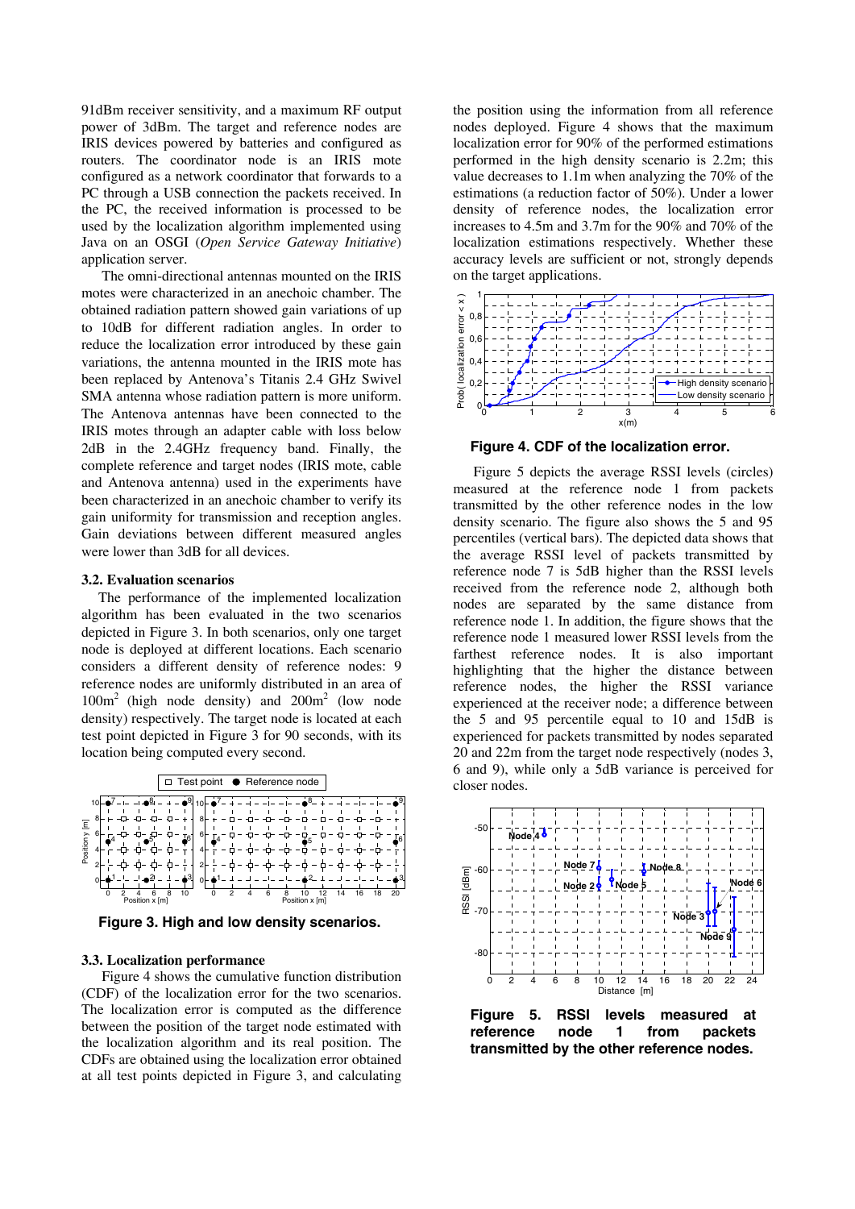91dBm receiver sensitivity, and a maximum RF output power of 3dBm. The target and reference nodes are IRIS devices powered by batteries and configured as routers. The coordinator node is an IRIS mote configured as a network coordinator that forwards to a PC through a USB connection the packets received. In the PC, the received information is processed to be used by the localization algorithm implemented using Java on an OSGI (*Open Service Gateway Initiative*) application server.

The omni-directional antennas mounted on the IRIS motes were characterized in an anechoic chamber. The obtained radiation pattern showed gain variations of up to 10dB for different radiation angles. In order to reduce the localization error introduced by these gain variations, the antenna mounted in the IRIS mote has been replaced by Antenova's Titanis 2.4 GHz Swivel SMA antenna whose radiation pattern is more uniform. The Antenova antennas have been connected to the IRIS motes through an adapter cable with loss below 2dB in the 2.4GHz frequency band. Finally, the complete reference and target nodes (IRIS mote, cable and Antenova antenna) used in the experiments have been characterized in an anechoic chamber to verify its gain uniformity for transmission and reception angles. Gain deviations between different measured angles were lower than 3dB for all devices.

### 3.2. Evaluation scenarios

The performance of the implemented localization algorithm has been evaluated in the two scenarios depicted in Figure 3. In both scenarios, only one target node is deployed at different locations. Each scenario considers a different density of reference nodes: 9 reference nodes are uniformly distributed in an area of $100m^2$ (high node density) and $200m^2$ (low node density) respectively. The target node is located at each test point depicted in Figure 3 for 90 seconds, with its location being computed every second.

**Figure 3. High and low density scenarios.**

### 3.3. Localization performance

Figure 4 shows the cumulative function distribution (CDF) of the localization error for the two scenarios. The localization error is computed as the difference between the position of the target node estimated with the localization algorithm and its real position. The CDFs are obtained using the localization error obtained at all test points depicted in Figure 3, and calculating the position using the information from all reference nodes deployed. Figure 4 shows that the maximum localization error for 90% of the performed estimations performed in the high density scenario is 2.2m; this value decreases to 1.1m when analyzing the 70% of the estimations (a reduction factor of 50%). Under a lower density of reference nodes, the localization error increases to 4.5m and 3.7m for the 90% and 70% of the localization estimations respectively. Whether these accuracy levels are sufficient or not, strongly depends on the target applications.

**Figure 4. CDF of the localization error.**

Figure 5 depicts the average RSSI levels (circles) measured at the reference node 1 from packets transmitted by the other reference nodes in the low density scenario. The figure also shows the 5 and 95 percentiles (vertical bars). The depicted data shows that the average RSSI level of packets transmitted by reference node 7 is 5dB higher than the RSSI levels received from the reference node 2, although both nodes are separated by the same distance from reference node 1. In addition, the figure shows that the reference node 1 measured lower RSSI levels from the farthest reference nodes. It is also important highlighting that the higher the distance between reference nodes, the higher the RSSI variance experienced at the receiver node; a difference between the 5 and 95 percentile equal to 10 and 15dB is experienced for packets transmitted by nodes separated 20 and 22m from the target node respectively (nodes 3, 6 and 9), while only a 5dB variance is perceived for closer nodes.

**Figure 5. RSSI levels measured at reference node 1 from packets transmitted by the other reference nodes.**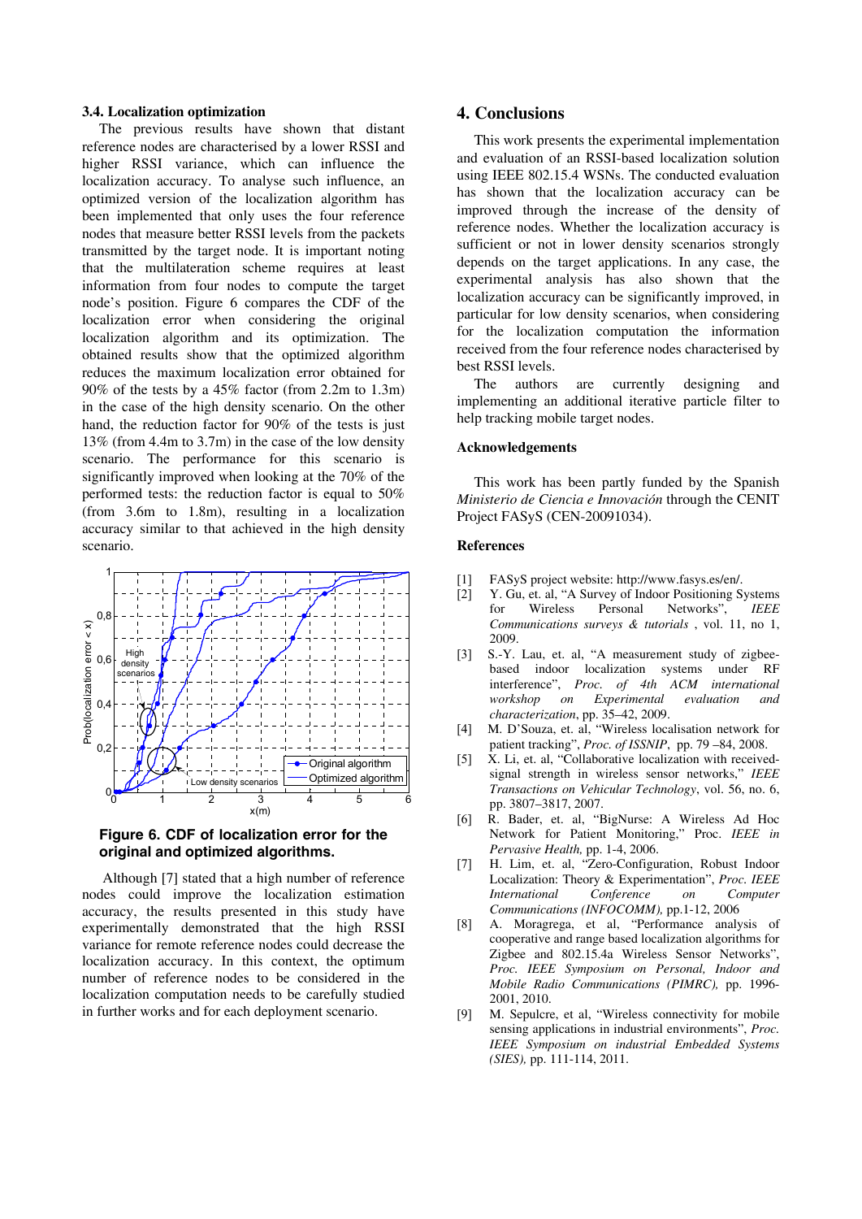### 3.4. Localization optimization

The previous results have shown that distant reference nodes are characterised by a lower RSSI and higher RSSI variance, which can influence the localization accuracy. To analyse such influence, an optimized version of the localization algorithm has been implemented that only uses the four reference nodes that measure better RSSI levels from the packets transmitted by the target node. It is important noting that the multilateration scheme requires at least information from four nodes to compute the target node's position. Figure 6 compares the CDF of the localization error when considering the original localization algorithm and its optimization. The obtained results show that the optimized algorithm reduces the maximum localization error obtained for 90% of the tests by a 45% factor (from 2.2m to 1.3m) in the case of the high density scenario. On the other hand, the reduction factor for 90% of the tests is just 13% (from 4.4m to 3.7m) in the case of the low density scenario. The performance for this scenario is significantly improved when looking at the 70% of the performed tests: the reduction factor is equal to 50% (from 3.6m to 1.8m), resulting in a localization accuracy similar to that achieved in the high density scenario.

Prob(localization error < x)
x(m)
0 1 2 3 4 5 6
0 0,2 0,4 0,6 0,8 1
High density scenarios
Low density scenarios
Original algorithm
Optimized algorithm

**Figure 6. CDF of localization error for the original and optimized algorithms.**

Although [7] stated that a high number of reference nodes could improve the localization estimation accuracy, the results presented in this study have experimentally demonstrated that the high RSSI variance for remote reference nodes could decrease the localization accuracy. In this context, the optimum number of reference nodes to be considered in the localization computation needs to be carefully studied in further works and for each deployment scenario.

## 4. Conclusions

This work presents the experimental implementation and evaluation of an RSSI-based localization solution using IEEE 802.15.4 WSNs. The conducted evaluation has shown that the localization accuracy can be improved through the increase of the density of reference nodes. Whether the localization accuracy is sufficient or not in lower density scenarios strongly depends on the target applications. In any case, the experimental analysis has also shown that the localization accuracy can be significantly improved, in particular for low density scenarios, when considering for the localization computation the information received from the four reference nodes characterised by best RSSI levels.

The authors are currently designing and implementing an additional iterative particle filter to help tracking mobile target nodes.

### Acknowledgements

This work has been partly funded by the Spanish *Ministerio de Ciencia e Innovación* through the CENIT Project FASyS (CEN-20091034).

### References

[1] FASyS project website: http://www.fasys.es/en/.

[2] Y. Gu, et. al, "A Survey of Indoor Positioning Systems for Wireless Personal Networks", *IEEE Communications surveys & tutorials*, vol. 11, no 1, 2009.

[3] S.-Y. Lau, et. al, "A measurement study of zigbee-based indoor localization systems under RF interference", *Proc. of 4th ACM international workshop on Experimental evaluation and characterization*, pp. 35–42, 2009.

[4] M. D'Souza, et. al, "Wireless localisation network for patient tracking", *Proc. of ISSNIP*, pp. 79 –84, 2008.

[5] X. Li, et. al, "Collaborative localization with received-signal strength in wireless sensor networks," *IEEE Transactions on Vehicular Technology*, vol. 56, no. 6, pp. 3807–3817, 2007.

[6] R. Bader, et. al, "BigNurse: A Wireless Ad Hoc Network for Patient Monitoring," Proc. *IEEE in Pervasive Health,* pp. 1-4, 2006.

[7] H. Lim, et. al, "Zero-Configuration, Robust Indoor Localization: Theory & Experimentation", *Proc. IEEE International Conference on Computer Communications (INFOCOMM),* pp.1-12, 2006

[8] A. Moragrega, et al, "Performance analysis of cooperative and range based localization algorithms for Zigbee and 802.15.4a Wireless Sensor Networks", *Proc. IEEE Symposium on Personal, Indoor and Mobile Radio Communications (PIMRC),* pp. 1996-2001, 2010.

[9] M. Sepulcre, et al, "Wireless connectivity for mobile sensing applications in industrial environments", *Proc. IEEE Symposium on industrial Embedded Systems (SIES),* pp. 111-114, 2011.